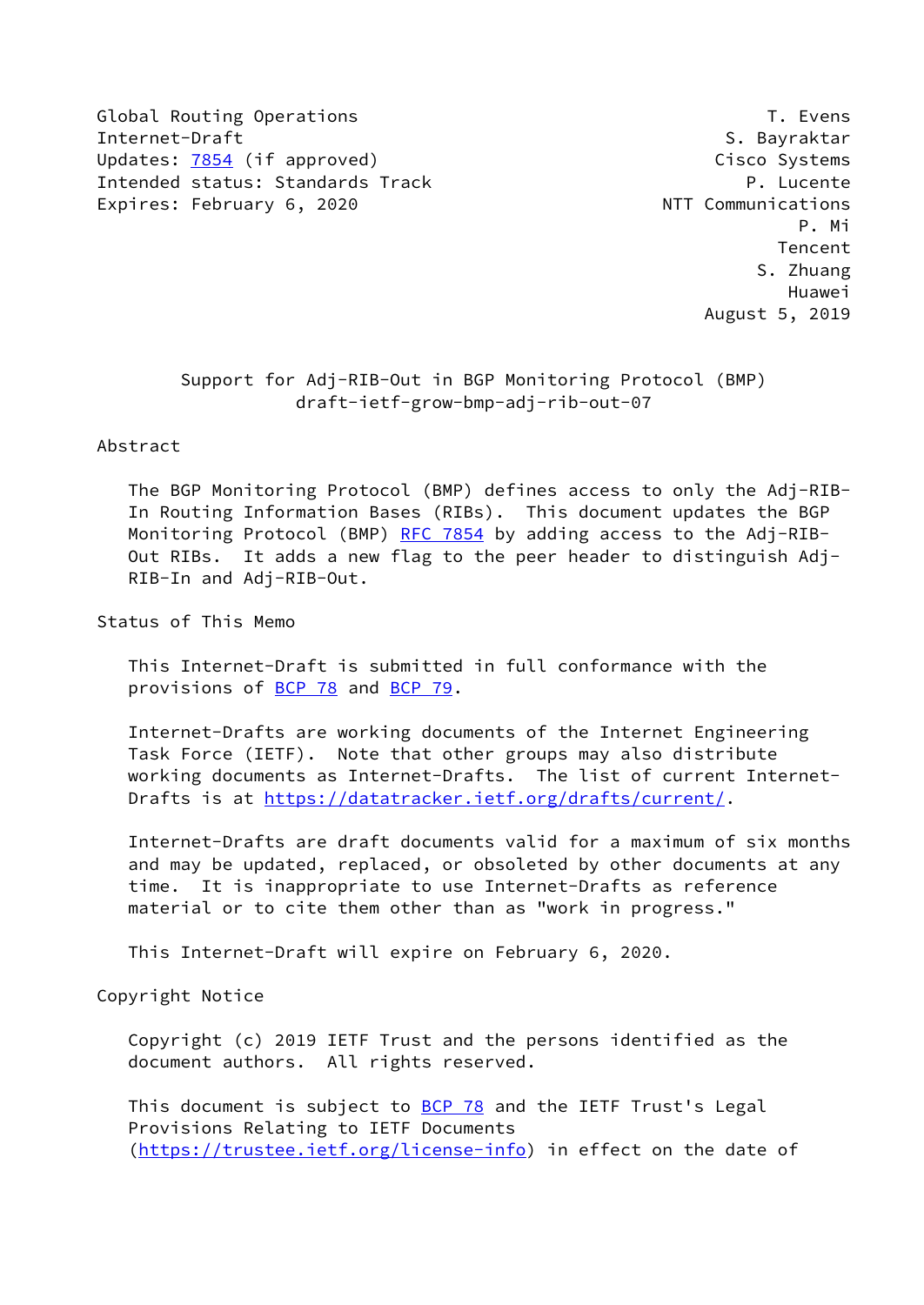Global Routing Operations — T. Evens
Internet-Draft — S. Bayraktar
Updates: 7854 (if approved) — Cisco Systems
Intended status: Standards Track — P. Lucente
Expires: February 6, 2020 — NTT Communications
P. Mi
Tencent
S. Zhuang
Huawei
August 5, 2019

# Support for Adj-RIB-Out in BGP Monitoring Protocol (BMP)
draft-ietf-grow-bmp-adj-rib-out-07

## Abstract

The BGP Monitoring Protocol (BMP) defines access to only the Adj-RIB-In Routing Information Bases (RIBs). This document updates the BGP Monitoring Protocol (BMP) RFC 7854 by adding access to the Adj-RIB-Out RIBs. It adds a new flag to the peer header to distinguish Adj-RIB-In and Adj-RIB-Out.

## Status of This Memo

This Internet-Draft is submitted in full conformance with the provisions of BCP 78 and BCP 79.

Internet-Drafts are working documents of the Internet Engineering Task Force (IETF). Note that other groups may also distribute working documents as Internet-Drafts. The list of current Internet-Drafts is at https://datatracker.ietf.org/drafts/current/.

Internet-Drafts are draft documents valid for a maximum of six months and may be updated, replaced, or obsoleted by other documents at any time. It is inappropriate to use Internet-Drafts as reference material or to cite them other than as "work in progress."

This Internet-Draft will expire on February 6, 2020.

## Copyright Notice

Copyright (c) 2019 IETF Trust and the persons identified as the document authors. All rights reserved.

This document is subject to BCP 78 and the IETF Trust's Legal Provisions Relating to IETF Documents (https://trustee.ietf.org/license-info) in effect on the date of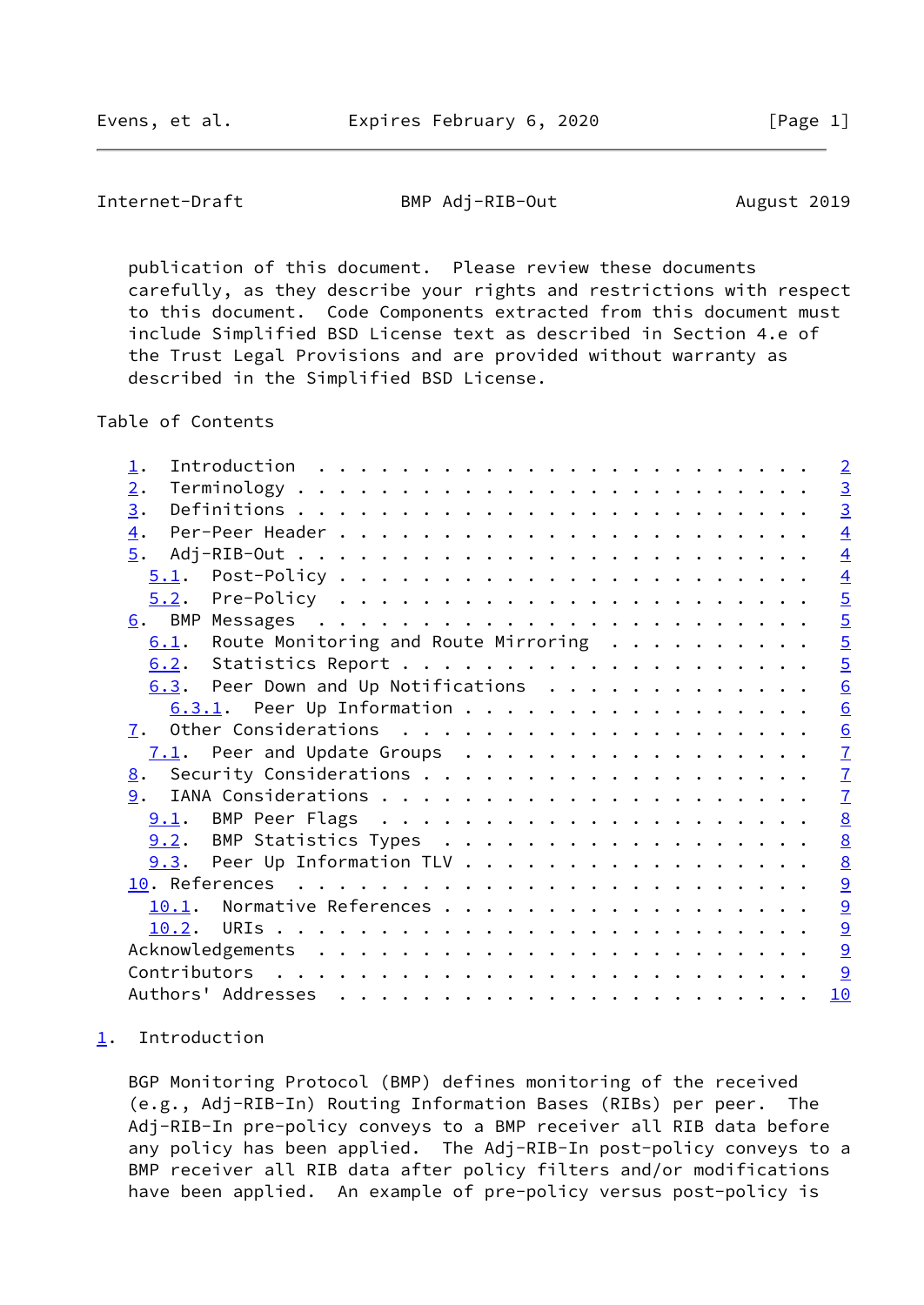publication of this document. Please review these documents carefully, as they describe your rights and restrictions with respect to this document. Code Components extracted from this document must include Simplified BSD License text as described in Section 4.e of the Trust Legal Provisions and are provided without warranty as described in the Simplified BSD License.

## Table of Contents

- 1. Introduction . . . . . . . . . . . . . . . . . . . . . . . . 2
- 2. Terminology . . . . . . . . . . . . . . . . . . . . . . . . 3
- 3. Definitions . . . . . . . . . . . . . . . . . . . . . . . . 3
- 4. Per-Peer Header . . . . . . . . . . . . . . . . . . . . . . 4
- 5. Adj-RIB-Out . . . . . . . . . . . . . . . . . . . . . . . . 4
  - 5.1. Post-Policy . . . . . . . . . . . . . . . . . . . . . . 4
  - 5.2. Pre-Policy . . . . . . . . . . . . . . . . . . . . . . 5
- 6. BMP Messages . . . . . . . . . . . . . . . . . . . . . . . 5
  - 6.1. Route Monitoring and Route Mirroring . . . . . . . . . 5
  - 6.2. Statistics Report . . . . . . . . . . . . . . . . . . . 5
  - 6.3. Peer Down and Up Notifications . . . . . . . . . . . . 6
    - 6.3.1. Peer Up Information . . . . . . . . . . . . . . . . 6
- 7. Other Considerations . . . . . . . . . . . . . . . . . . . 6
  - 7.1. Peer and Update Groups . . . . . . . . . . . . . . . . 7
- 8. Security Considerations . . . . . . . . . . . . . . . . . . 7
- 9. IANA Considerations . . . . . . . . . . . . . . . . . . . . 7
  - 9.1. BMP Peer Flags . . . . . . . . . . . . . . . . . . . . 8
  - 9.2. BMP Statistics Types . . . . . . . . . . . . . . . . . 8
  - 9.3. Peer Up Information TLV . . . . . . . . . . . . . . . . 8
- 10. References . . . . . . . . . . . . . . . . . . . . . . . . 9
  - 10.1. Normative References . . . . . . . . . . . . . . . . . 9
  - 10.2. URIs . . . . . . . . . . . . . . . . . . . . . . . . . 9
- Acknowledgements . . . . . . . . . . . . . . . . . . . . . . . 9
- Contributors . . . . . . . . . . . . . . . . . . . . . . . . . 9
- Authors' Addresses . . . . . . . . . . . . . . . . . . . . . . 10

## 1. Introduction

BGP Monitoring Protocol (BMP) defines monitoring of the received (e.g., Adj-RIB-In) Routing Information Bases (RIBs) per peer. The Adj-RIB-In pre-policy conveys to a BMP receiver all RIB data before any policy has been applied. The Adj-RIB-In post-policy conveys to a BMP receiver all RIB data after policy filters and/or modifications have been applied. An example of pre-policy versus post-policy is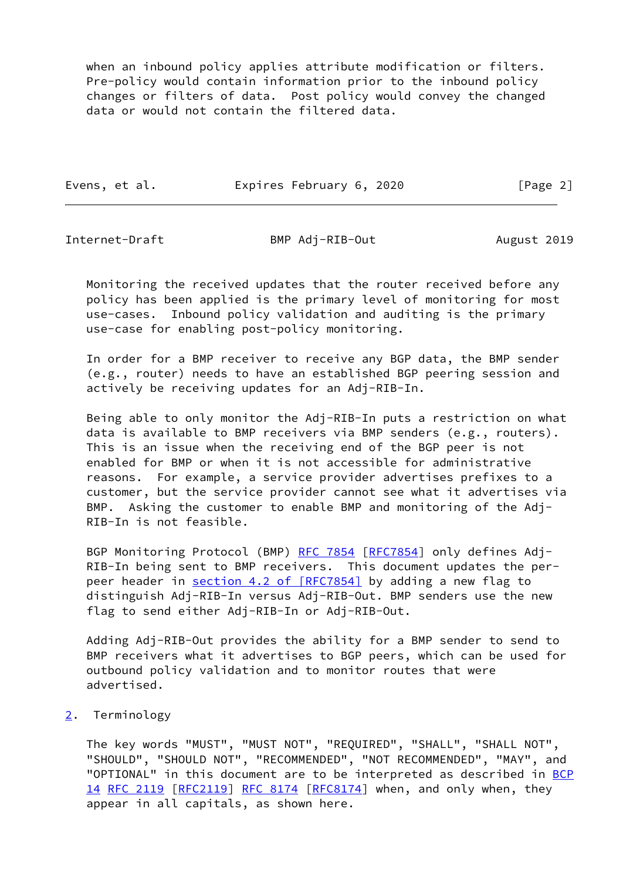when an inbound policy applies attribute modification or filters. Pre-policy would contain information prior to the inbound policy changes or filters of data. Post policy would convey the changed data or would not contain the filtered data.

Monitoring the received updates that the router received before any policy has been applied is the primary level of monitoring for most use-cases. Inbound policy validation and auditing is the primary use-case for enabling post-policy monitoring.

In order for a BMP receiver to receive any BGP data, the BMP sender (e.g., router) needs to have an established BGP peering session and actively be receiving updates for an Adj-RIB-In.

Being able to only monitor the Adj-RIB-In puts a restriction on what data is available to BMP receivers via BMP senders (e.g., routers). This is an issue when the receiving end of the BGP peer is not enabled for BMP or when it is not accessible for administrative reasons. For example, a service provider advertises prefixes to a customer, but the service provider cannot see what it advertises via BMP. Asking the customer to enable BMP and monitoring of the Adj-RIB-In is not feasible.

BGP Monitoring Protocol (BMP) RFC 7854 [RFC7854] only defines Adj-RIB-In being sent to BMP receivers. This document updates the per-peer header in section 4.2 of [RFC7854] by adding a new flag to distinguish Adj-RIB-In versus Adj-RIB-Out. BMP senders use the new flag to send either Adj-RIB-In or Adj-RIB-Out.

Adding Adj-RIB-Out provides the ability for a BMP sender to send to BMP receivers what it advertises to BGP peers, which can be used for outbound policy validation and to monitor routes that were advertised.

## 2. Terminology

The key words "MUST", "MUST NOT", "REQUIRED", "SHALL", "SHALL NOT", "SHOULD", "SHOULD NOT", "RECOMMENDED", "NOT RECOMMENDED", "MAY", and "OPTIONAL" in this document are to be interpreted as described in BCP 14 RFC 2119 [RFC2119] RFC 8174 [RFC8174] when, and only when, they appear in all capitals, as shown here.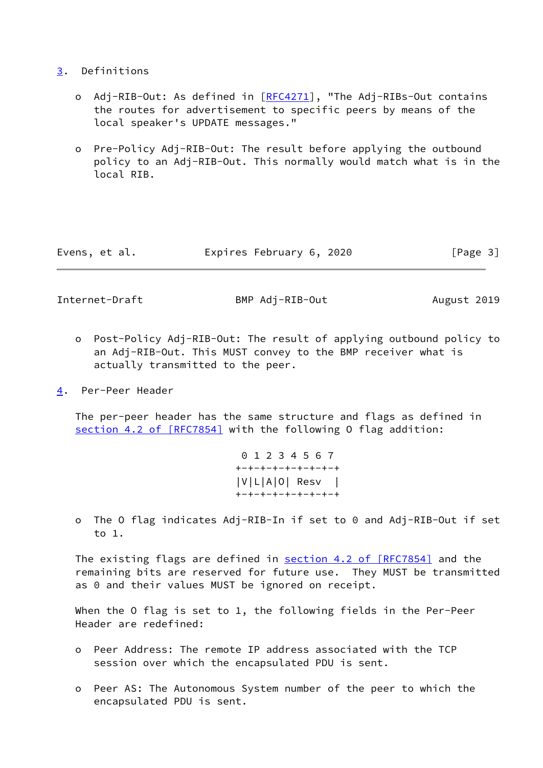## 3. Definitions

- Adj-RIB-Out: As defined in [RFC4271], "The Adj-RIBs-Out contains the routes for advertisement to specific peers by means of the local speaker's UPDATE messages."

- Pre-Policy Adj-RIB-Out: The result before applying the outbound policy to an Adj-RIB-Out. This normally would match what is in the local RIB.

- Post-Policy Adj-RIB-Out: The result of applying outbound policy to an Adj-RIB-Out. This MUST convey to the BMP receiver what is actually transmitted to the peer.

## 4. Per-Peer Header

The per-peer header has the same structure and flags as defined in section 4.2 of [RFC7854] with the following O flag addition:

```
 0 1 2 3 4 5 6 7
+-+-+-+-+-+-+-+-+
|V|L|A|O| Resv  |
+-+-+-+-+-+-+-+-+
```

- The O flag indicates Adj-RIB-In if set to 0 and Adj-RIB-Out if set to 1.

The existing flags are defined in section 4.2 of [RFC7854] and the remaining bits are reserved for future use. They MUST be transmitted as 0 and their values MUST be ignored on receipt.

When the O flag is set to 1, the following fields in the Per-Peer Header are redefined:

- Peer Address: The remote IP address associated with the TCP session over which the encapsulated PDU is sent.

- Peer AS: The Autonomous System number of the peer to which the encapsulated PDU is sent.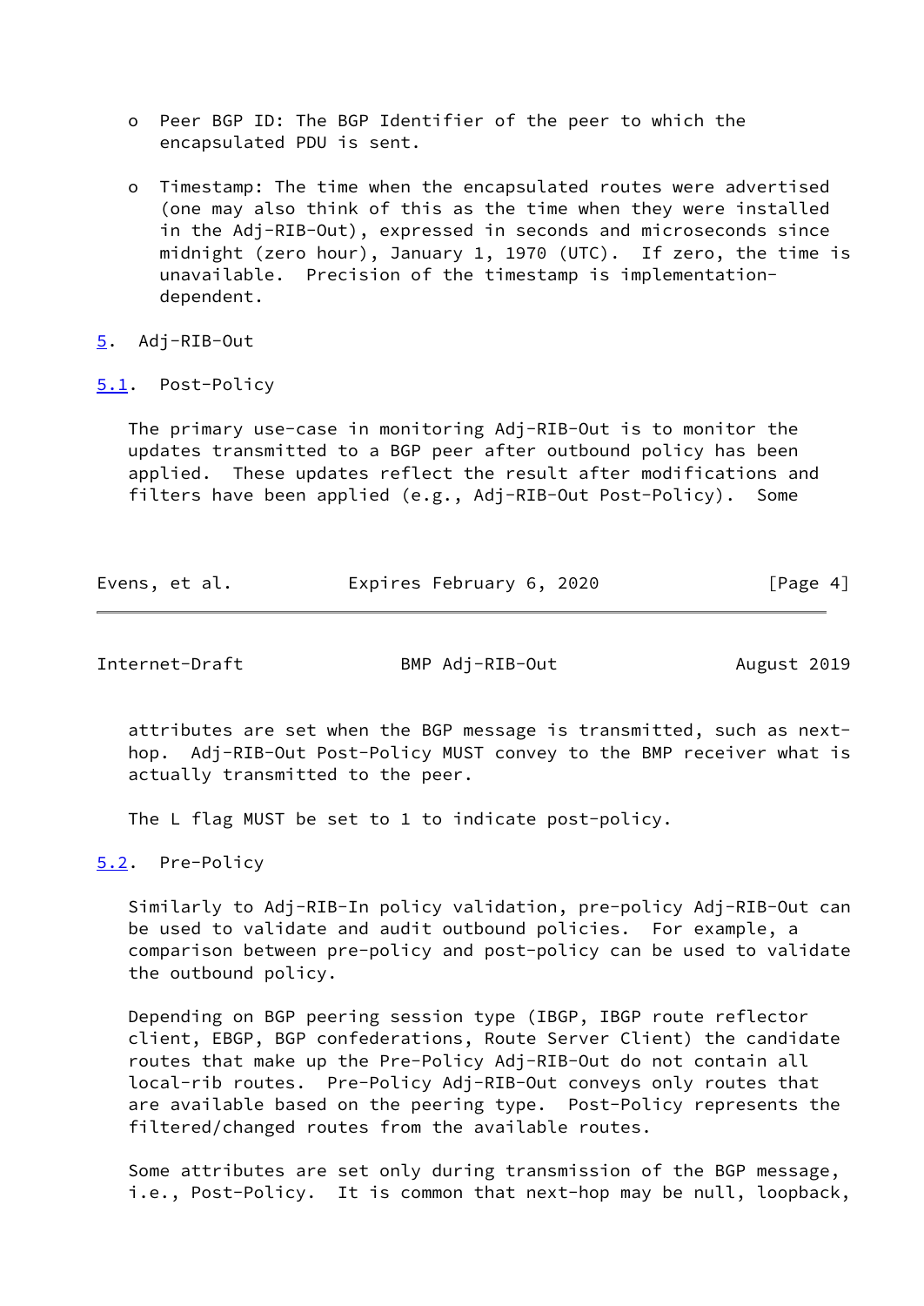- Peer BGP ID: The BGP Identifier of the peer to which the encapsulated PDU is sent.

- Timestamp: The time when the encapsulated routes were advertised (one may also think of this as the time when they were installed in the Adj-RIB-Out), expressed in seconds and microseconds since midnight (zero hour), January 1, 1970 (UTC). If zero, the time is unavailable. Precision of the timestamp is implementation-dependent.

## 5. Adj-RIB-Out

### 5.1. Post-Policy

The primary use-case in monitoring Adj-RIB-Out is to monitor the updates transmitted to a BGP peer after outbound policy has been applied. These updates reflect the result after modifications and filters have been applied (e.g., Adj-RIB-Out Post-Policy). Some attributes are set when the BGP message is transmitted, such as next-hop. Adj-RIB-Out Post-Policy MUST convey to the BMP receiver what is actually transmitted to the peer.

The L flag MUST be set to 1 to indicate post-policy.

### 5.2. Pre-Policy

Similarly to Adj-RIB-In policy validation, pre-policy Adj-RIB-Out can be used to validate and audit outbound policies. For example, a comparison between pre-policy and post-policy can be used to validate the outbound policy.

Depending on BGP peering session type (IBGP, IBGP route reflector client, EBGP, BGP confederations, Route Server Client) the candidate routes that make up the Pre-Policy Adj-RIB-Out do not contain all local-rib routes. Pre-Policy Adj-RIB-Out conveys only routes that are available based on the peering type. Post-Policy represents the filtered/changed routes from the available routes.

Some attributes are set only during transmission of the BGP message, i.e., Post-Policy. It is common that next-hop may be null, loopback,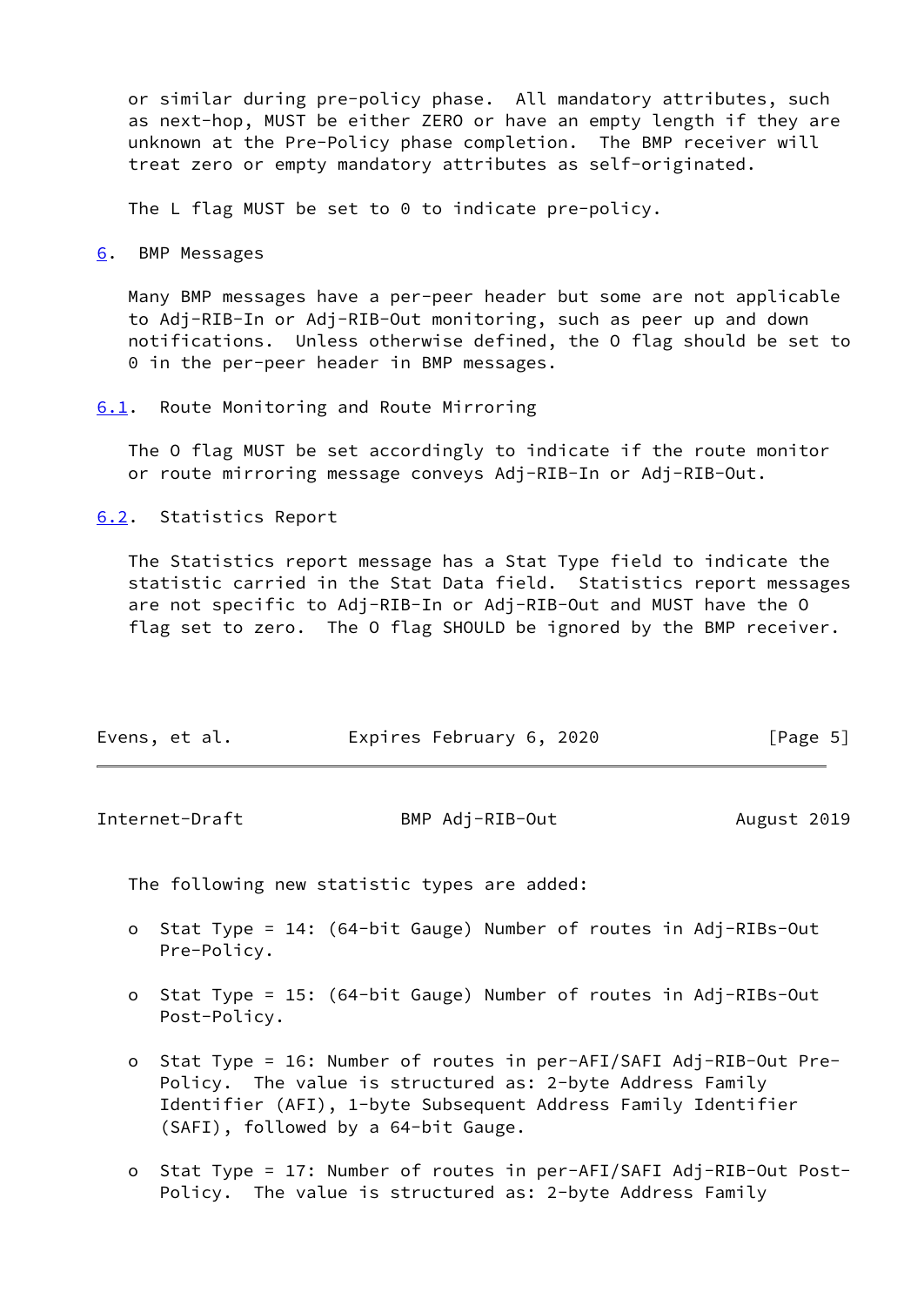or similar during pre-policy phase. All mandatory attributes, such as next-hop, MUST be either ZERO or have an empty length if they are unknown at the Pre-Policy phase completion. The BMP receiver will treat zero or empty mandatory attributes as self-originated.

The L flag MUST be set to 0 to indicate pre-policy.

## 6. BMP Messages

Many BMP messages have a per-peer header but some are not applicable to Adj-RIB-In or Adj-RIB-Out monitoring, such as peer up and down notifications. Unless otherwise defined, the O flag should be set to 0 in the per-peer header in BMP messages.

### 6.1. Route Monitoring and Route Mirroring

The O flag MUST be set accordingly to indicate if the route monitor or route mirroring message conveys Adj-RIB-In or Adj-RIB-Out.

### 6.2. Statistics Report

The Statistics report message has a Stat Type field to indicate the statistic carried in the Stat Data field. Statistics report messages are not specific to Adj-RIB-In or Adj-RIB-Out and MUST have the O flag set to zero. The O flag SHOULD be ignored by the BMP receiver.

The following new statistic types are added:

- Stat Type = 14: (64-bit Gauge) Number of routes in Adj-RIBs-Out Pre-Policy.

- Stat Type = 15: (64-bit Gauge) Number of routes in Adj-RIBs-Out Post-Policy.

- Stat Type = 16: Number of routes in per-AFI/SAFI Adj-RIB-Out Pre-Policy. The value is structured as: 2-byte Address Family Identifier (AFI), 1-byte Subsequent Address Family Identifier (SAFI), followed by a 64-bit Gauge.

- Stat Type = 17: Number of routes in per-AFI/SAFI Adj-RIB-Out Post-Policy. The value is structured as: 2-byte Address Family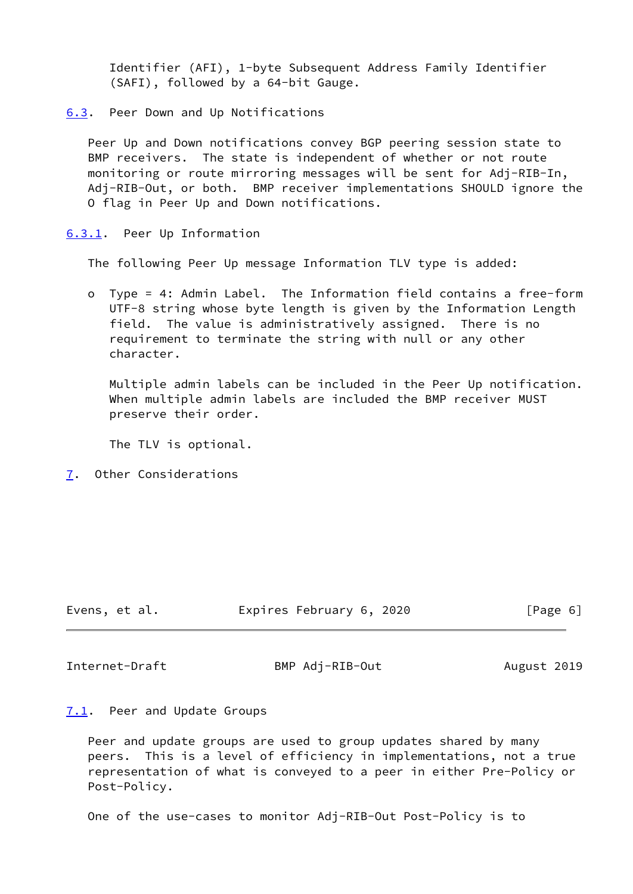Identifier (AFI), 1-byte Subsequent Address Family Identifier (SAFI), followed by a 64-bit Gauge.

### 6.3. Peer Down and Up Notifications

Peer Up and Down notifications convey BGP peering session state to BMP receivers. The state is independent of whether or not route monitoring or route mirroring messages will be sent for Adj-RIB-In, Adj-RIB-Out, or both. BMP receiver implementations SHOULD ignore the O flag in Peer Up and Down notifications.

#### 6.3.1. Peer Up Information

The following Peer Up message Information TLV type is added:

- Type = 4: Admin Label. The Information field contains a free-form UTF-8 string whose byte length is given by the Information Length field. The value is administratively assigned. There is no requirement to terminate the string with null or any other character.

  Multiple admin labels can be included in the Peer Up notification. When multiple admin labels are included the BMP receiver MUST preserve their order.

  The TLV is optional.

## 7. Other Considerations

### 7.1. Peer and Update Groups

Peer and update groups are used to group updates shared by many peers. This is a level of efficiency in implementations, not a true representation of what is conveyed to a peer in either Pre-Policy or Post-Policy.

One of the use-cases to monitor Adj-RIB-Out Post-Policy is to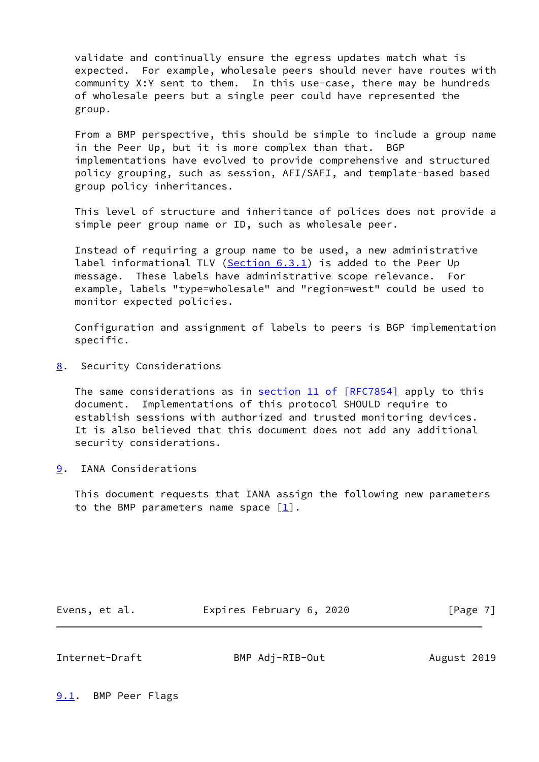validate and continually ensure the egress updates match what is expected. For example, wholesale peers should never have routes with community X:Y sent to them. In this use-case, there may be hundreds of wholesale peers but a single peer could have represented the group.

From a BMP perspective, this should be simple to include a group name in the Peer Up, but it is more complex than that. BGP implementations have evolved to provide comprehensive and structured policy grouping, such as session, AFI/SAFI, and template-based based group policy inheritances.

This level of structure and inheritance of polices does not provide a simple peer group name or ID, such as wholesale peer.

Instead of requiring a group name to be used, a new administrative label informational TLV (Section 6.3.1) is added to the Peer Up message. These labels have administrative scope relevance. For example, labels "type=wholesale" and "region=west" could be used to monitor expected policies.

Configuration and assignment of labels to peers is BGP implementation specific.

## 8. Security Considerations

The same considerations as in section 11 of [RFC7854] apply to this document. Implementations of this protocol SHOULD require to establish sessions with authorized and trusted monitoring devices. It is also believed that this document does not add any additional security considerations.

## 9. IANA Considerations

This document requests that IANA assign the following new parameters to the BMP parameters name space [1].

### 9.1. BMP Peer Flags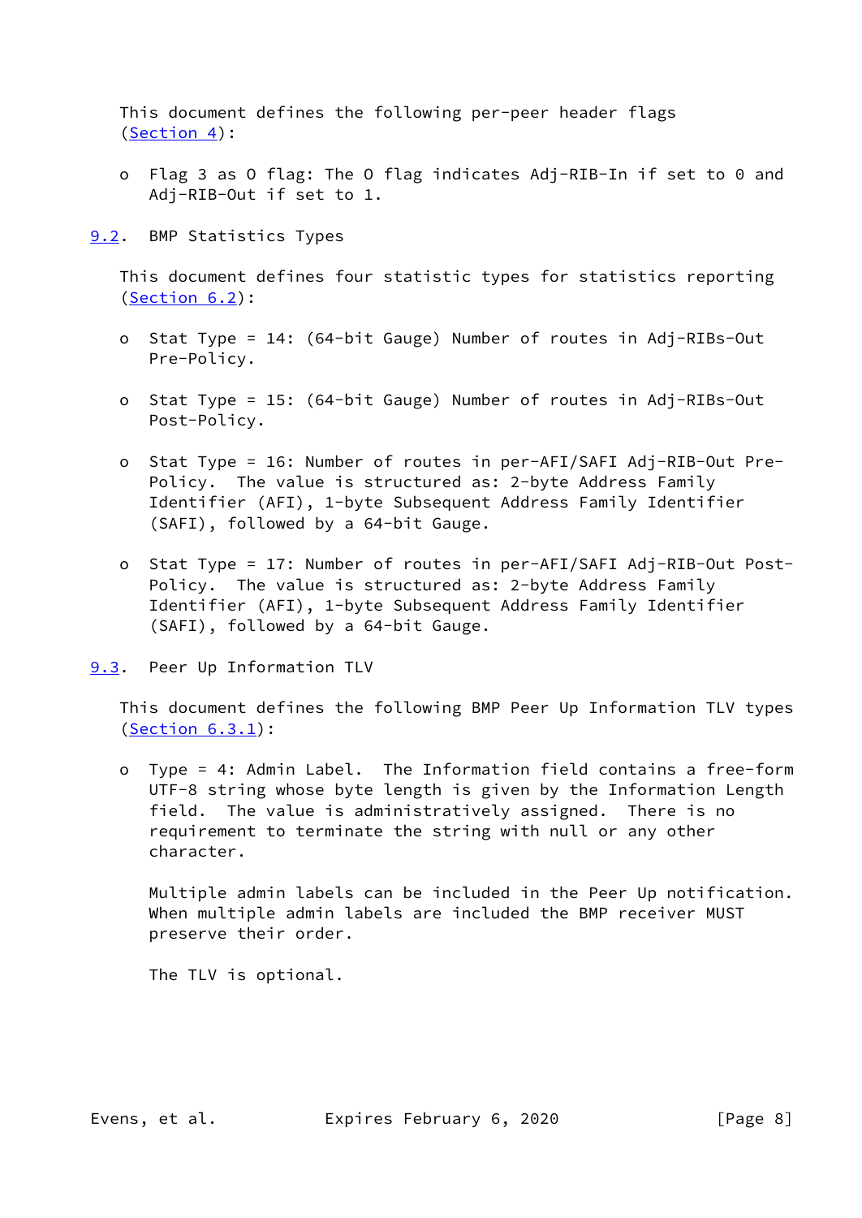This document defines the following per-peer header flags (Section 4):

- Flag 3 as O flag: The O flag indicates Adj-RIB-In if set to 0 and Adj-RIB-Out if set to 1.

### 9.2. BMP Statistics Types

This document defines four statistic types for statistics reporting (Section 6.2):

- Stat Type = 14: (64-bit Gauge) Number of routes in Adj-RIBs-Out Pre-Policy.

- Stat Type = 15: (64-bit Gauge) Number of routes in Adj-RIBs-Out Post-Policy.

- Stat Type = 16: Number of routes in per-AFI/SAFI Adj-RIB-Out Pre-Policy. The value is structured as: 2-byte Address Family Identifier (AFI), 1-byte Subsequent Address Family Identifier (SAFI), followed by a 64-bit Gauge.

- Stat Type = 17: Number of routes in per-AFI/SAFI Adj-RIB-Out Post-Policy. The value is structured as: 2-byte Address Family Identifier (AFI), 1-byte Subsequent Address Family Identifier (SAFI), followed by a 64-bit Gauge.

### 9.3. Peer Up Information TLV

This document defines the following BMP Peer Up Information TLV types (Section 6.3.1):

- Type = 4: Admin Label. The Information field contains a free-form UTF-8 string whose byte length is given by the Information Length field. The value is administratively assigned. There is no requirement to terminate the string with null or any other character.

  Multiple admin labels can be included in the Peer Up notification. When multiple admin labels are included the BMP receiver MUST preserve their order.

  The TLV is optional.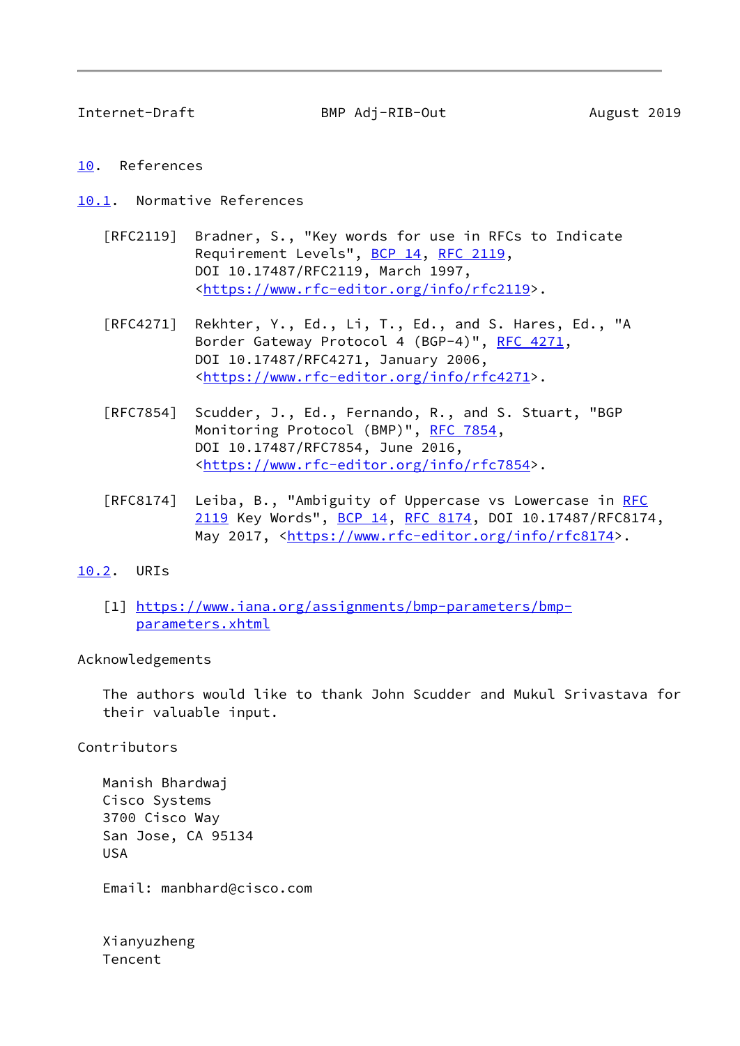# 10. References

## 10.1. Normative References

[RFC2119] Bradner, S., "Key words for use in RFCs to Indicate Requirement Levels", BCP 14, RFC 2119, DOI 10.17487/RFC2119, March 1997, <https://www.rfc-editor.org/info/rfc2119>.

[RFC4271] Rekhter, Y., Ed., Li, T., Ed., and S. Hares, Ed., "A Border Gateway Protocol 4 (BGP-4)", RFC 4271, DOI 10.17487/RFC4271, January 2006, <https://www.rfc-editor.org/info/rfc4271>.

[RFC7854] Scudder, J., Ed., Fernando, R., and S. Stuart, "BGP Monitoring Protocol (BMP)", RFC 7854, DOI 10.17487/RFC7854, June 2016, <https://www.rfc-editor.org/info/rfc7854>.

[RFC8174] Leiba, B., "Ambiguity of Uppercase vs Lowercase in RFC 2119 Key Words", BCP 14, RFC 8174, DOI 10.17487/RFC8174, May 2017, <https://www.rfc-editor.org/info/rfc8174>.

## 10.2. URIs

[1] https://www.iana.org/assignments/bmp-parameters/bmp-parameters.xhtml

# Acknowledgements

The authors would like to thank John Scudder and Mukul Srivastava for their valuable input.

# Contributors

Manish Bhardwaj
Cisco Systems
3700 Cisco Way
San Jose, CA 95134
USA

Email: manbhard@cisco.com

Xianyuzheng
Tencent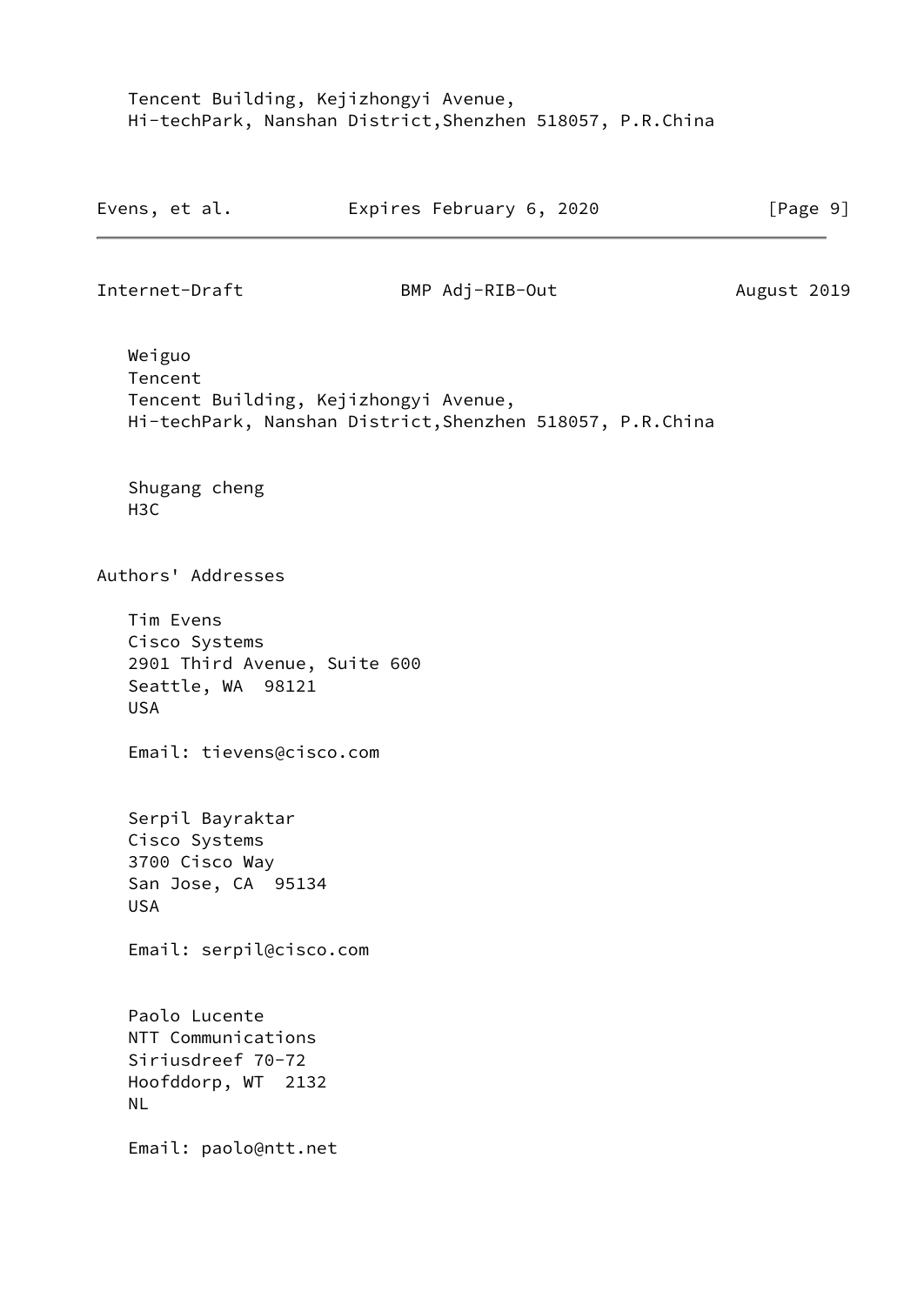Tencent Building, Kejizhongyi Avenue,
Hi-techPark, Nanshan District,Shenzhen 518057, P.R.China

Weiguo
Tencent
Tencent Building, Kejizhongyi Avenue,
Hi-techPark, Nanshan District,Shenzhen 518057, P.R.China

Shugang cheng
H3C

## Authors' Addresses

Tim Evens
Cisco Systems
2901 Third Avenue, Suite 600
Seattle, WA  98121
USA

Email: tievens@cisco.com

Serpil Bayraktar
Cisco Systems
3700 Cisco Way
San Jose, CA  95134
USA

Email: serpil@cisco.com

Paolo Lucente
NTT Communications
Siriusdreef 70-72
Hoofddorp, WT  2132
NL

Email: paolo@ntt.net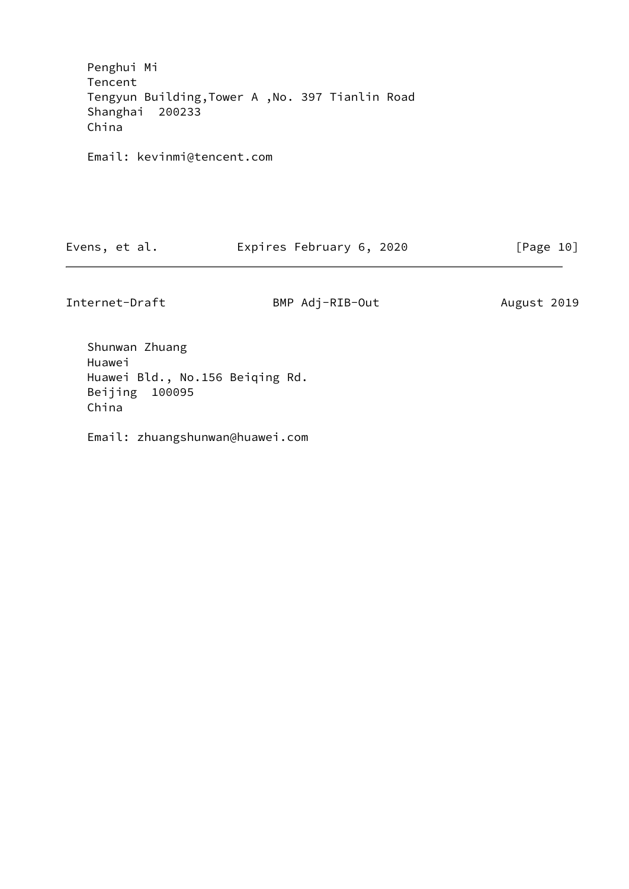Penghui Mi
Tencent
Tengyun Building,Tower A ,No. 397 Tianlin Road
Shanghai  200233
China

Email: kevinmi@tencent.com

Shunwan Zhuang
Huawei
Huawei Bld., No.156 Beiqing Rd.
Beijing  100095
China

Email: zhuangshunwan@huawei.com